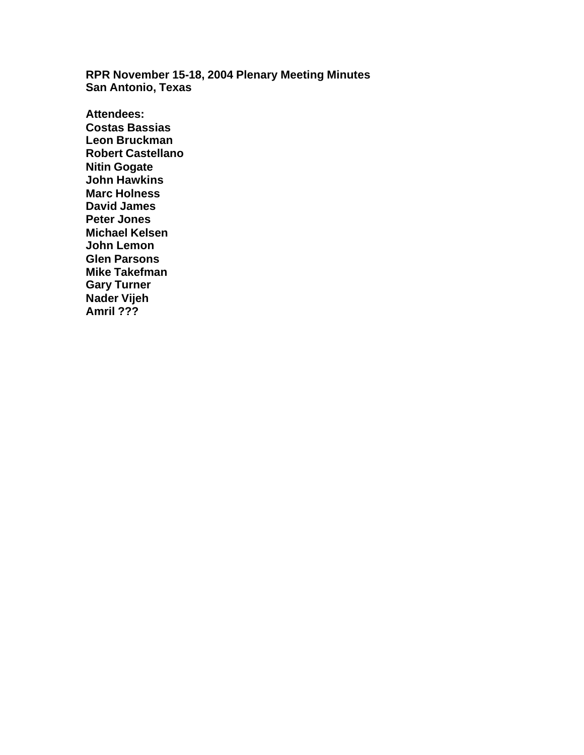**RPR November 15-18, 2004 Plenary Meeting Minutes**
**San Antonio, Texas**

**Attendees:**
**Costas Bassias**
**Leon Bruckman**
**Robert Castellano**
**Nitin Gogate**
**John Hawkins**
**Marc Holness**
**David James**
**Peter Jones**
**Michael Kelsen**
**John Lemon**
**Glen Parsons**
**Mike Takefman**
**Gary Turner**
**Nader Vijeh**
**Amril ???**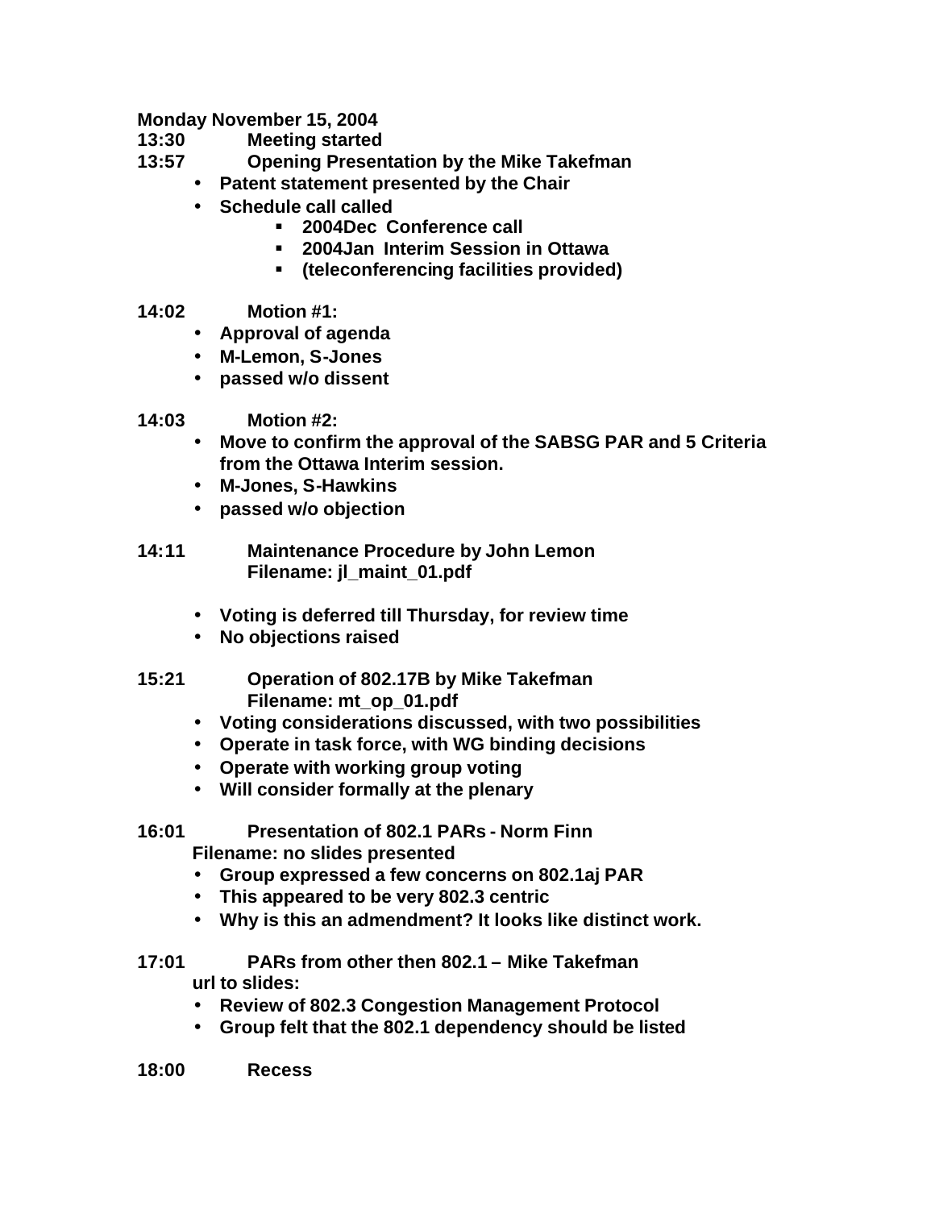**Monday November 15, 2004**

**13:30 Meeting started**

**13:57 Opening Presentation by the Mike Takefman**

- **Patent statement presented by the Chair**
- **Schedule call called**
  - **2004Dec Conference call**
  - **2004Jan Interim Session in Ottawa**
  - **(teleconferencing facilities provided)**

**14:02 Motion #1:**

- **Approval of agenda**
- **M-Lemon, S-Jones**
- **passed w/o dissent**

**14:03 Motion #2:**

- **Move to confirm the approval of the SABSG PAR and 5 Criteria from the Ottawa Interim session.**
- **M-Jones, S-Hawkins**
- **passed w/o objection**

**14:11 Maintenance Procedure by John Lemon**
**Filename: jl_maint_01.pdf**

- **Voting is deferred till Thursday, for review time**
- **No objections raised**

**15:21 Operation of 802.17B by Mike Takefman**
**Filename: mt_op_01.pdf**

- **Voting considerations discussed, with two possibilities**
- **Operate in task force, with WG binding decisions**
- **Operate with working group voting**
- **Will consider formally at the plenary**

**16:01 Presentation of 802.1 PARs - Norm Finn**
**Filename: no slides presented**

- **Group expressed a few concerns on 802.1aj PAR**
- **This appeared to be very 802.3 centric**
- **Why is this an admendment? It looks like distinct work.**

**17:01 PARs from other then 802.1 – Mike Takefman**
**url to slides:**

- **Review of 802.3 Congestion Management Protocol**
- **Group felt that the 802.1 dependency should be listed**

**18:00 Recess**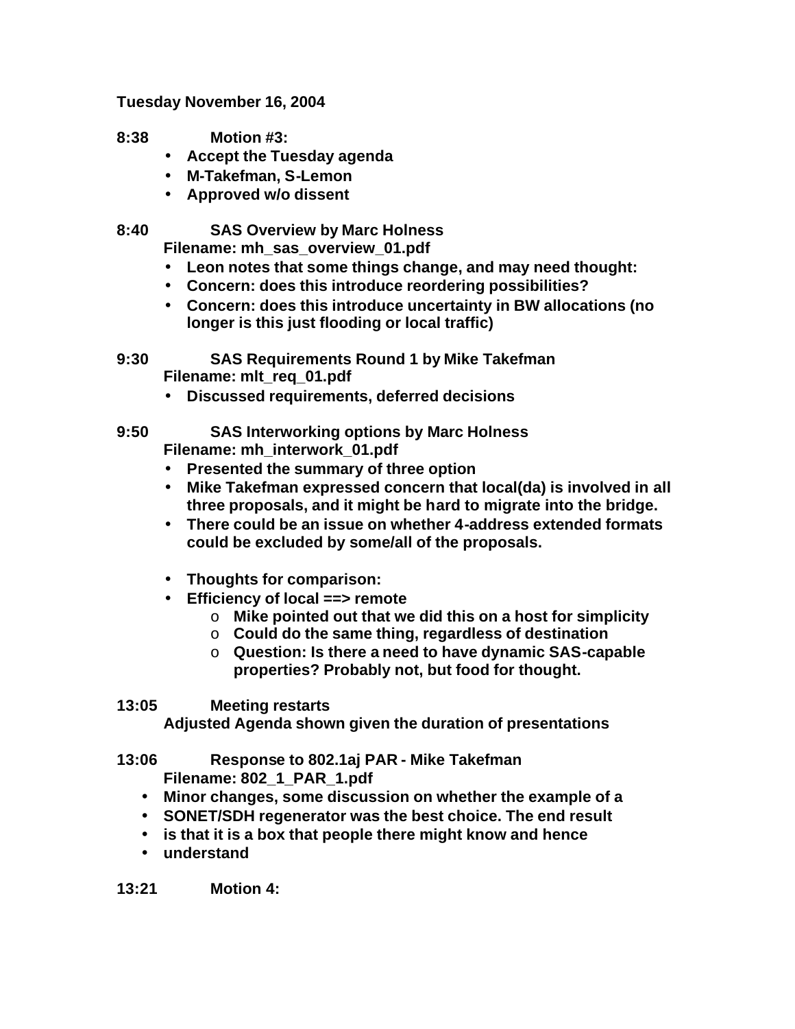**Tuesday November 16, 2004**

**8:38 Motion #3:**

- **Accept the Tuesday agenda**
- **M-Takefman, S-Lemon**
- **Approved w/o dissent**

**8:40 SAS Overview by Marc Holness**
**Filename: mh_sas_overview_01.pdf**

- **Leon notes that some things change, and may need thought:**
- **Concern: does this introduce reordering possibilities?**
- **Concern: does this introduce uncertainty in BW allocations (no longer is this just flooding or local traffic)**

**9:30 SAS Requirements Round 1 by Mike Takefman**
**Filename: mlt_req_01.pdf**

- **Discussed requirements, deferred decisions**

**9:50 SAS Interworking options by Marc Holness**
**Filename: mh_interwork_01.pdf**

- **Presented the summary of three option**
- **Mike Takefman expressed concern that local(da) is involved in all three proposals, and it might be hard to migrate into the bridge.**
- **There could be an issue on whether 4-address extended formats could be excluded by some/all of the proposals.**

- **Thoughts for comparison:**
- **Efficiency of local ==> remote**
  - **Mike pointed out that we did this on a host for simplicity**
  - **Could do the same thing, regardless of destination**
  - **Question: Is there a need to have dynamic SAS-capable properties? Probably not, but food for thought.**

**13:05 Meeting restarts**
**Adjusted Agenda shown given the duration of presentations**

**13:06 Response to 802.1aj PAR - Mike Takefman**
**Filename: 802_1_PAR_1.pdf**

- **Minor changes, some discussion on whether the example of a**
- **SONET/SDH regenerator was the best choice. The end result**
- **is that it is a box that people there might know and hence**
- **understand**

**13:21 Motion 4:**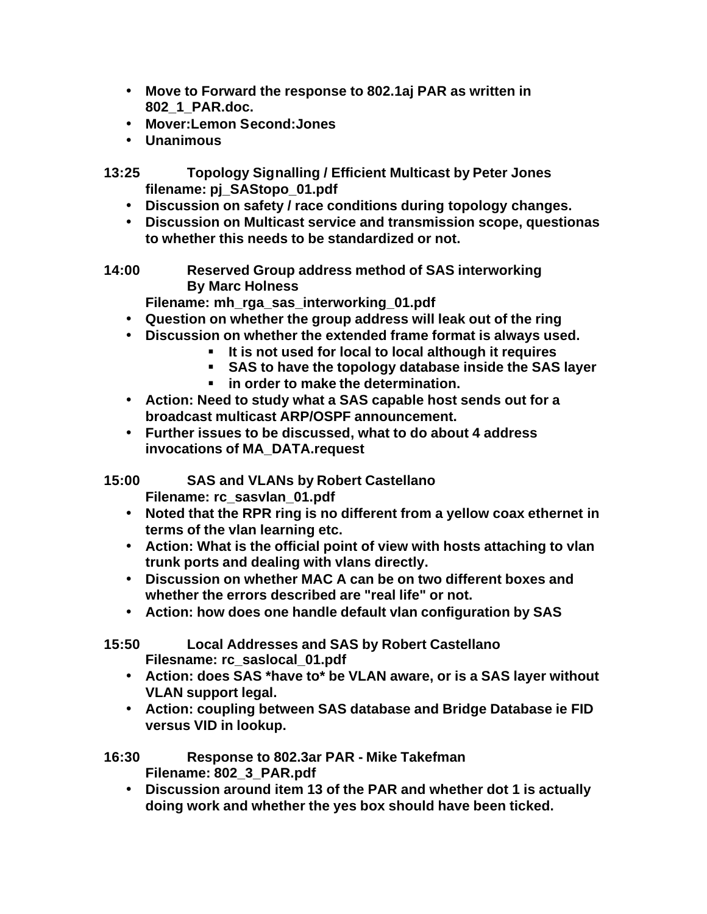- **Move to Forward the response to 802.1aj PAR as written in 802_1_PAR.doc.**
- **Mover:Lemon Second:Jones**
- **Unanimous**

**13:25 Topology Signalling / Efficient Multicast by Peter Jones**
**filename: pj_SAStopo_01.pdf**

- **Discussion on safety / race conditions during topology changes.**
- **Discussion on Multicast service and transmission scope, questionas to whether this needs to be standardized or not.**

**14:00 Reserved Group address method of SAS interworking By Marc Holness**
**Filename: mh_rga_sas_interworking_01.pdf**

- **Question on whether the group address will leak out of the ring**
- **Discussion on whether the extended frame format is always used.**
  - **It is not used for local to local although it requires**
  - **SAS to have the topology database inside the SAS layer**
  - **in order to make the determination.**
- **Action: Need to study what a SAS capable host sends out for a broadcast multicast ARP/OSPF announcement.**
- **Further issues to be discussed, what to do about 4 address invocations of MA_DATA.request**

**15:00 SAS and VLANs by Robert Castellano**
**Filename: rc_sasvlan_01.pdf**

- **Noted that the RPR ring is no different from a yellow coax ethernet in terms of the vlan learning etc.**
- **Action: What is the official point of view with hosts attaching to vlan trunk ports and dealing with vlans directly.**
- **Discussion on whether MAC A can be on two different boxes and whether the errors described are "real life" or not.**
- **Action: how does one handle default vlan configuration by SAS**

**15:50 Local Addresses and SAS by Robert Castellano**
**Filesname: rc_saslocal_01.pdf**

- **Action: does SAS *have to* be VLAN aware, or is a SAS layer without VLAN support legal.**
- **Action: coupling between SAS database and Bridge Database ie FID versus VID in lookup.**

**16:30 Response to 802.3ar PAR - Mike Takefman**
**Filename: 802_3_PAR.pdf**

- **Discussion around item 13 of the PAR and whether dot 1 is actually doing work and whether the yes box should have been ticked.**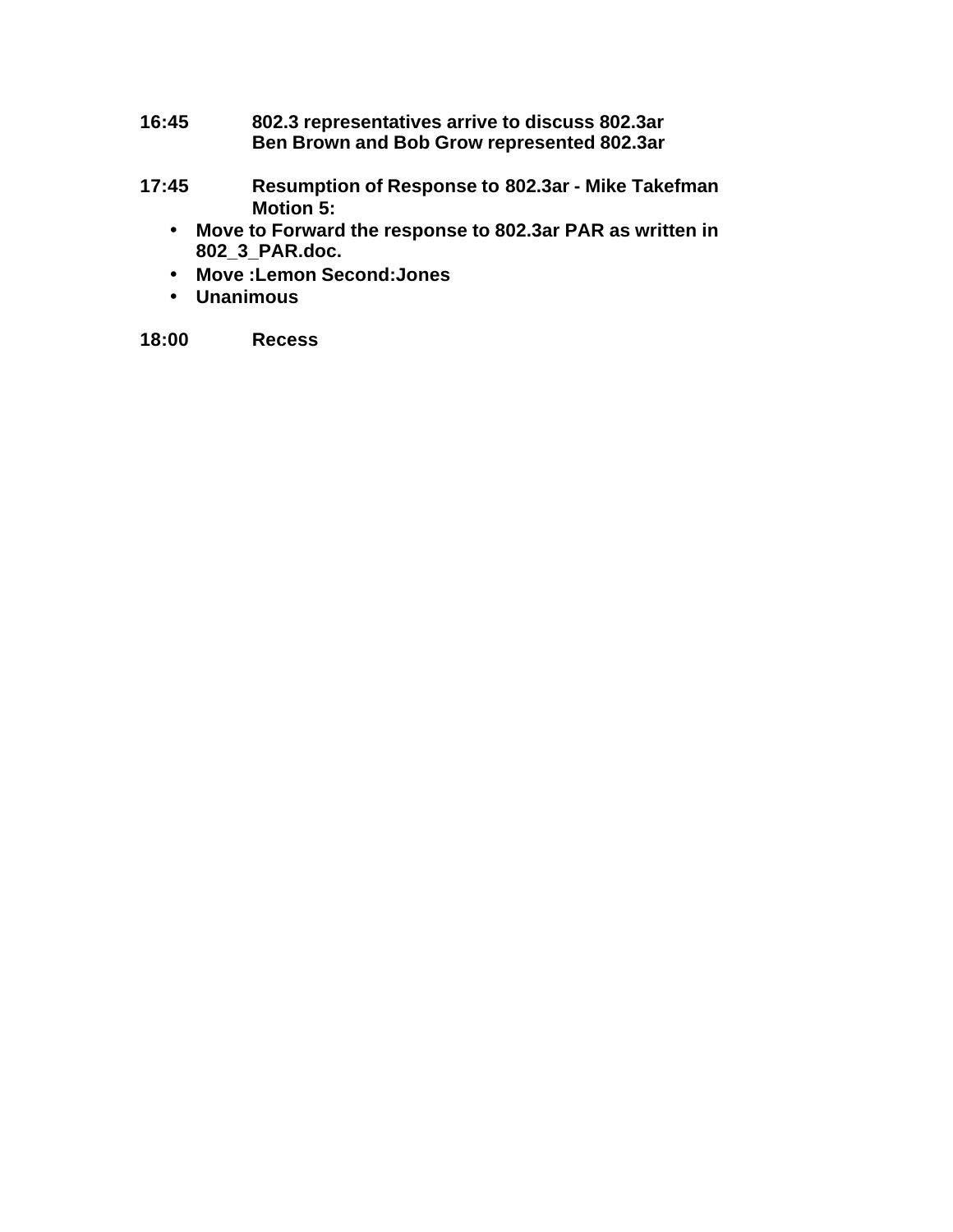**16:45** **802.3 representatives arrive to discuss 802.3ar**
**Ben Brown and Bob Grow represented 802.3ar**

**17:45** **Resumption of Response to 802.3ar - Mike Takefman**
**Motion 5:**

- **Move to Forward the response to 802.3ar PAR as written in 802_3_PAR.doc.**
- **Move :Lemon Second:Jones**
- **Unanimous**

**18:00** **Recess**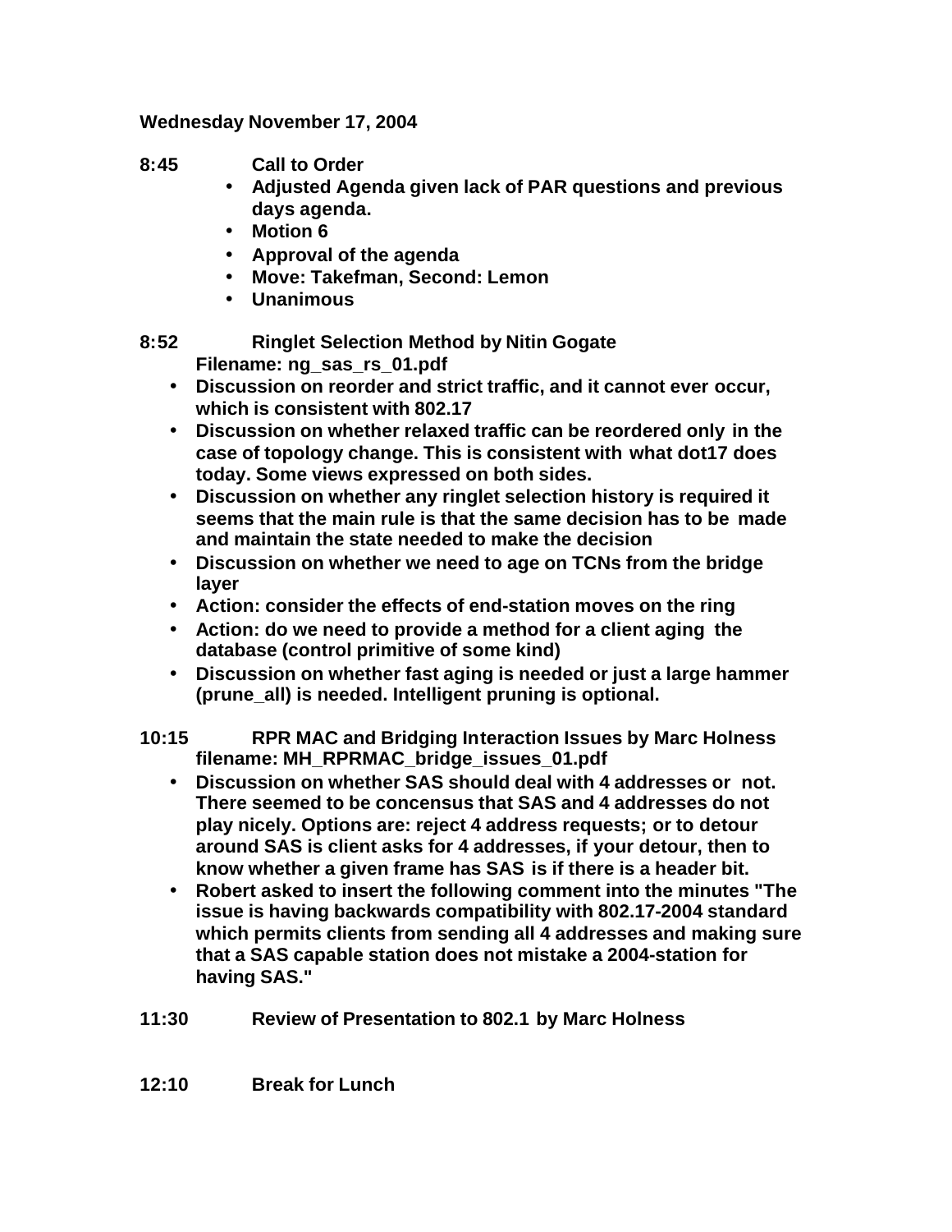**Wednesday November 17, 2004**

**8:45 Call to Order**

- **Adjusted Agenda given lack of PAR questions and previous days agenda.**
- **Motion 6**
- **Approval of the agenda**
- **Move: Takefman, Second: Lemon**
- **Unanimous**

**8:52 Ringlet Selection Method by Nitin Gogate**
**Filename: ng_sas_rs_01.pdf**

- **Discussion on reorder and strict traffic, and it cannot ever occur, which is consistent with 802.17**
- **Discussion on whether relaxed traffic can be reordered only in the case of topology change. This is consistent with what dot17 does today. Some views expressed on both sides.**
- **Discussion on whether any ringlet selection history is required it seems that the main rule is that the same decision has to be made and maintain the state needed to make the decision**
- **Discussion on whether we need to age on TCNs from the bridge layer**
- **Action: consider the effects of end-station moves on the ring**
- **Action: do we need to provide a method for a client aging the database (control primitive of some kind)**
- **Discussion on whether fast aging is needed or just a large hammer (prune_all) is needed. Intelligent pruning is optional.**

**10:15 RPR MAC and Bridging Interaction Issues by Marc Holness**
**filename: MH_RPRMAC_bridge_issues_01.pdf**

- **Discussion on whether SAS should deal with 4 addresses or not. There seemed to be concensus that SAS and 4 addresses do not play nicely. Options are: reject 4 address requests; or to detour around SAS is client asks for 4 addresses, if your detour, then to know whether a given frame has SAS is if there is a header bit.**
- **Robert asked to insert the following comment into the minutes "The issue is having backwards compatibility with 802.17-2004 standard which permits clients from sending all 4 addresses and making sure that a SAS capable station does not mistake a 2004-station for having SAS."**

**11:30 Review of Presentation to 802.1 by Marc Holness**

**12:10 Break for Lunch**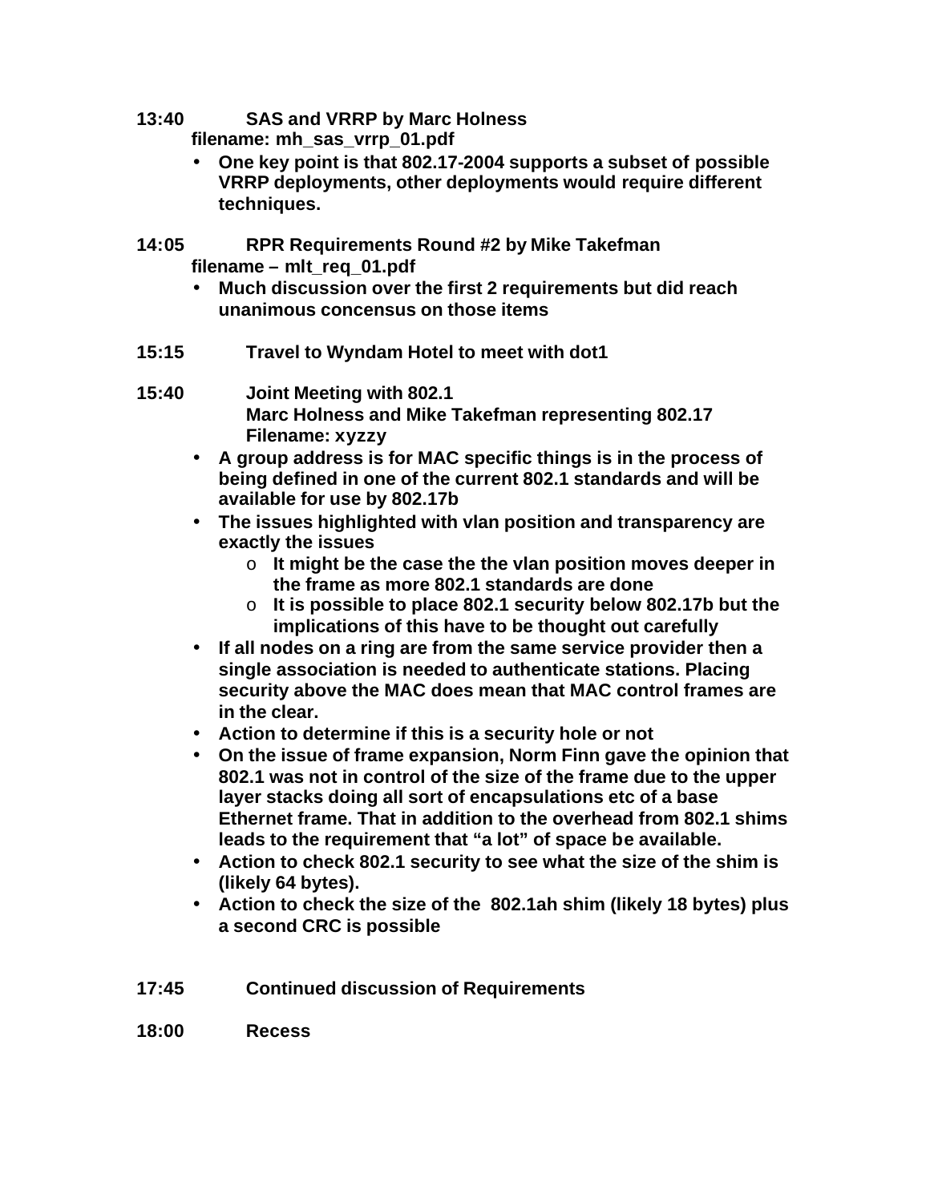**13:40 SAS and VRRP by Marc Holness**
**filename: mh_sas_vrrp_01.pdf**

- **One key point is that 802.17-2004 supports a subset of possible VRRP deployments, other deployments would require different techniques.**

**14:05 RPR Requirements Round #2 by Mike Takefman**
**filename – mlt_req_01.pdf**

- **Much discussion over the first 2 requirements but did reach unanimous concensus on those items**

**15:15 Travel to Wyndam Hotel to meet with dot1**

**15:40 Joint Meeting with 802.1**
**Marc Holness and Mike Takefman representing 802.17**
**Filename: xyzzy**

- **A group address is for MAC specific things is in the process of being defined in one of the current 802.1 standards and will be available for use by 802.17b**
- **The issues highlighted with vlan position and transparency are exactly the issues**
  - **It might be the case the the vlan position moves deeper in the frame as more 802.1 standards are done**
  - **It is possible to place 802.1 security below 802.17b but the implications of this have to be thought out carefully**
- **If all nodes on a ring are from the same service provider then a single association is needed to authenticate stations. Placing security above the MAC does mean that MAC control frames are in the clear.**
- **Action to determine if this is a security hole or not**
- **On the issue of frame expansion, Norm Finn gave the opinion that 802.1 was not in control of the size of the frame due to the upper layer stacks doing all sort of encapsulations etc of a base Ethernet frame. That in addition to the overhead from 802.1 shims leads to the requirement that "a lot" of space be available.**
- **Action to check 802.1 security to see what the size of the shim is (likely 64 bytes).**
- **Action to check the size of the 802.1ah shim (likely 18 bytes) plus a second CRC is possible**

**17:45 Continued discussion of Requirements**

**18:00 Recess**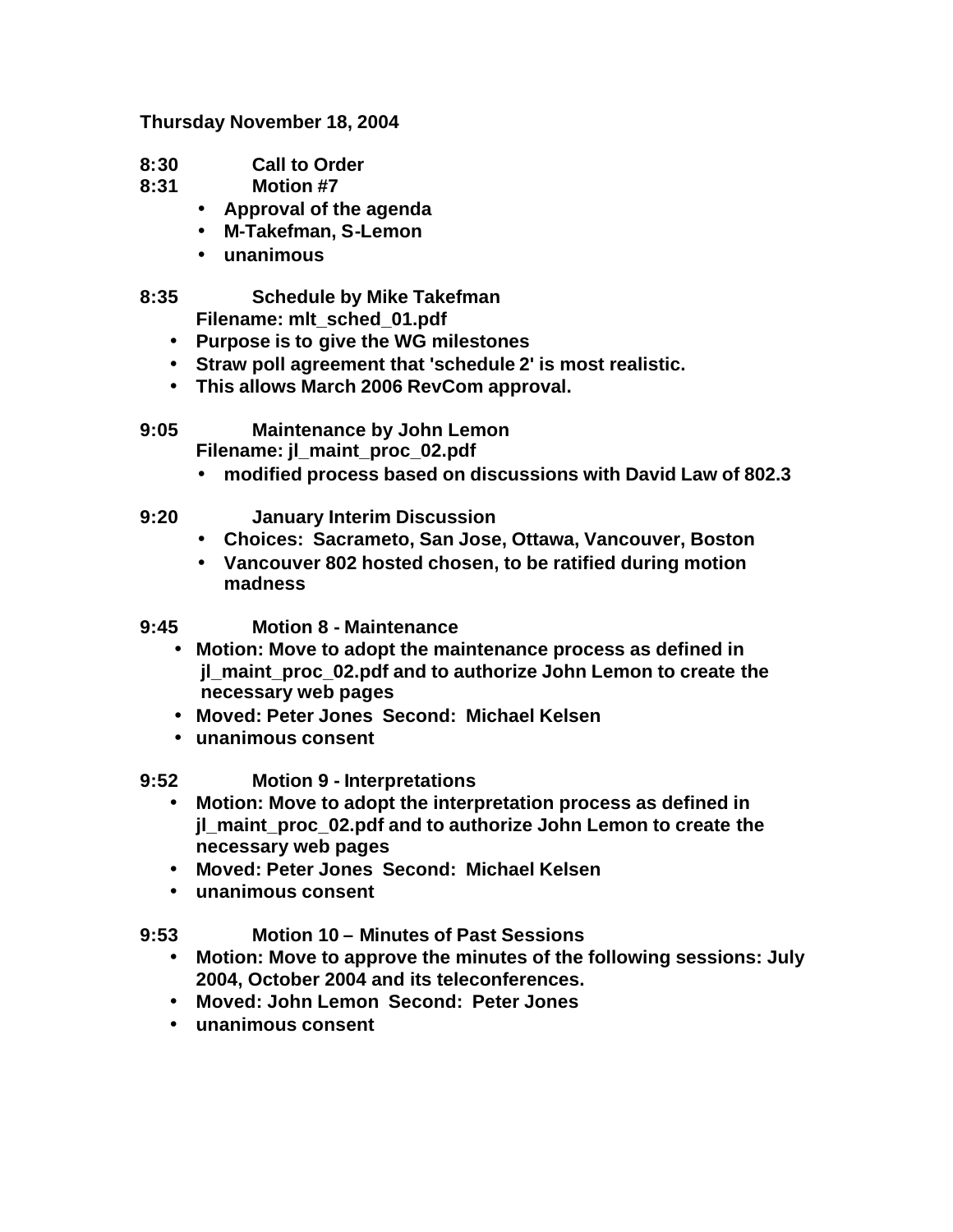**Thursday November 18, 2004**

**8:30 Call to Order**

**8:31 Motion #7**

- **Approval of the agenda**
- **M-Takefman, S-Lemon**
- **unanimous**

**8:35 Schedule by Mike Takefman**
**Filename: mlt_sched_01.pdf**

- **Purpose is to give the WG milestones**
- **Straw poll agreement that 'schedule 2' is most realistic.**
- **This allows March 2006 RevCom approval.**

**9:05 Maintenance by John Lemon**
**Filename: jl_maint_proc_02.pdf**

- **modified process based on discussions with David Law of 802.3**

**9:20 January Interim Discussion**

- **Choices: Sacrameto, San Jose, Ottawa, Vancouver, Boston**
- **Vancouver 802 hosted chosen, to be ratified during motion madness**

**9:45 Motion 8 - Maintenance**

- **Motion: Move to adopt the maintenance process as defined in jl_maint_proc_02.pdf and to authorize John Lemon to create the necessary web pages**
- **Moved: Peter Jones Second: Michael Kelsen**
- **unanimous consent**

**9:52 Motion 9 - Interpretations**

- **Motion: Move to adopt the interpretation process as defined in jl_maint_proc_02.pdf and to authorize John Lemon to create the necessary web pages**
- **Moved: Peter Jones Second: Michael Kelsen**
- **unanimous consent**

**9:53 Motion 10 – Minutes of Past Sessions**

- **Motion: Move to approve the minutes of the following sessions: July 2004, October 2004 and its teleconferences.**
- **Moved: John Lemon Second: Peter Jones**
- **unanimous consent**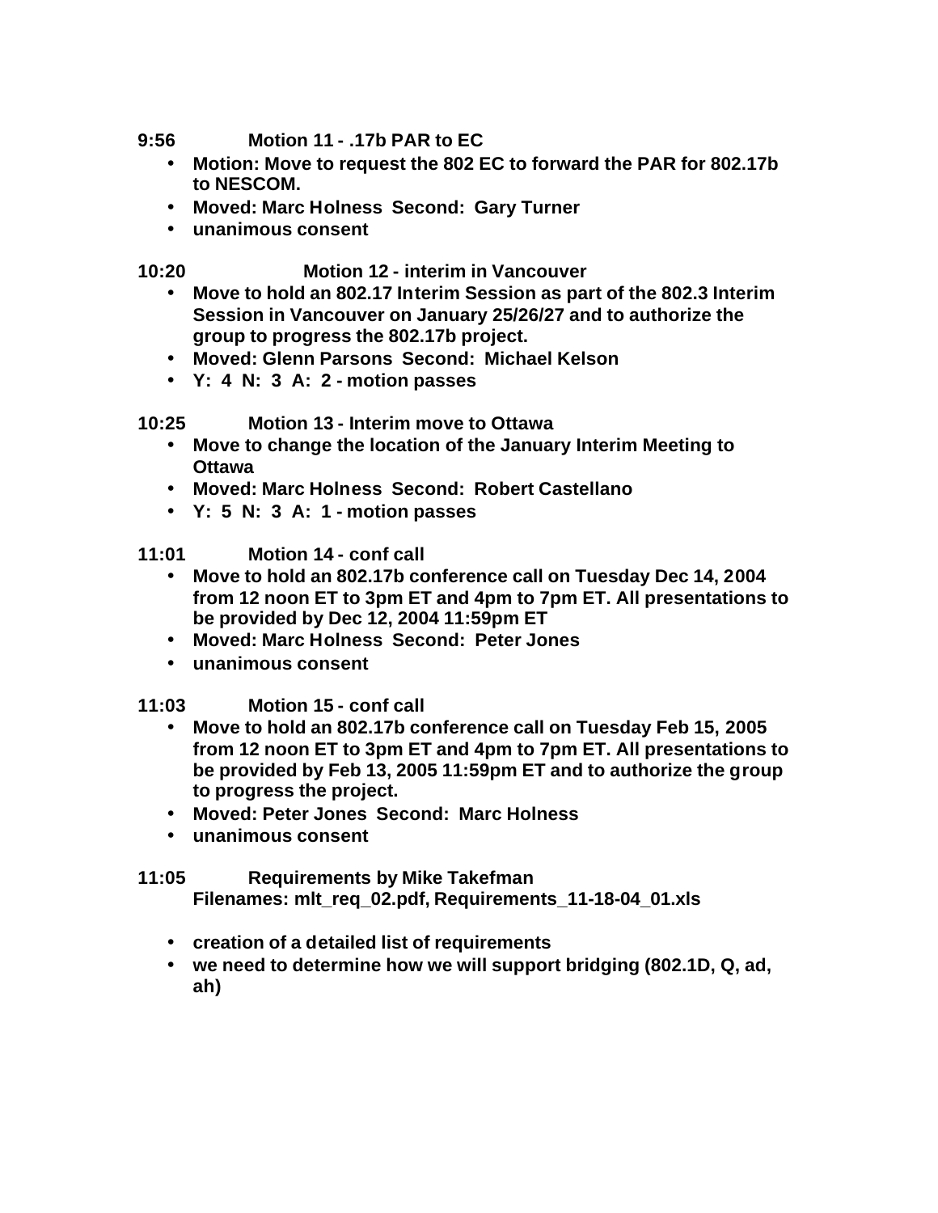**9:56 Motion 11 - .17b PAR to EC**

- **Motion: Move to request the 802 EC to forward the PAR for 802.17b to NESCOM.**
- **Moved: Marc Holness Second: Gary Turner**
- **unanimous consent**

**10:20 Motion 12 - interim in Vancouver**

- **Move to hold an 802.17 Interim Session as part of the 802.3 Interim Session in Vancouver on January 25/26/27 and to authorize the group to progress the 802.17b project.**
- **Moved: Glenn Parsons Second: Michael Kelson**
- **Y: 4 N: 3 A: 2 - motion passes**

**10:25 Motion 13 - Interim move to Ottawa**

- **Move to change the location of the January Interim Meeting to Ottawa**
- **Moved: Marc Holness Second: Robert Castellano**
- **Y: 5 N: 3 A: 1 - motion passes**

**11:01 Motion 14 - conf call**

- **Move to hold an 802.17b conference call on Tuesday Dec 14, 2004 from 12 noon ET to 3pm ET and 4pm to 7pm ET. All presentations to be provided by Dec 12, 2004 11:59pm ET**
- **Moved: Marc Holness Second: Peter Jones**
- **unanimous consent**

**11:03 Motion 15 - conf call**

- **Move to hold an 802.17b conference call on Tuesday Feb 15, 2005 from 12 noon ET to 3pm ET and 4pm to 7pm ET. All presentations to be provided by Feb 13, 2005 11:59pm ET and to authorize the group to progress the project.**
- **Moved: Peter Jones Second: Marc Holness**
- **unanimous consent**

**11:05 Requirements by Mike Takefman**
**Filenames: mlt_req_02.pdf, Requirements_11-18-04_01.xls**

- **creation of a detailed list of requirements**
- **we need to determine how we will support bridging (802.1D, Q, ad, ah)**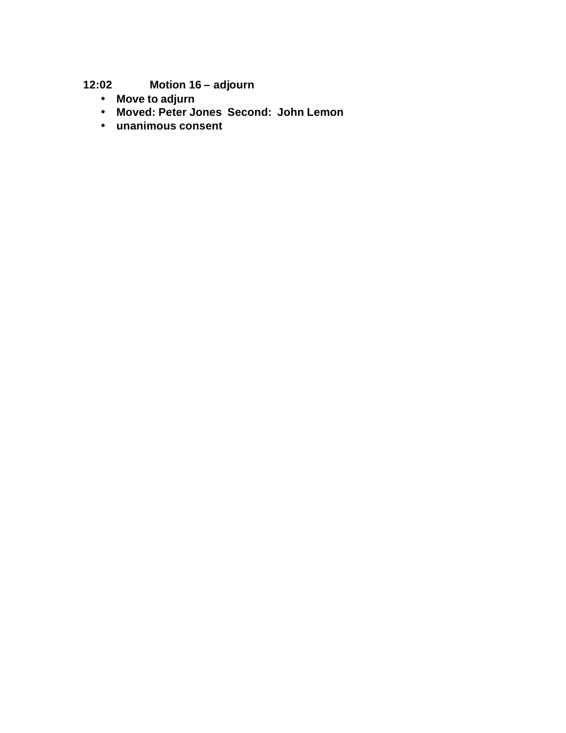**12:02 Motion 16 – adjourn**

- **Move to adjurn**
- **Moved: Peter Jones Second: John Lemon**
- **unanimous consent**